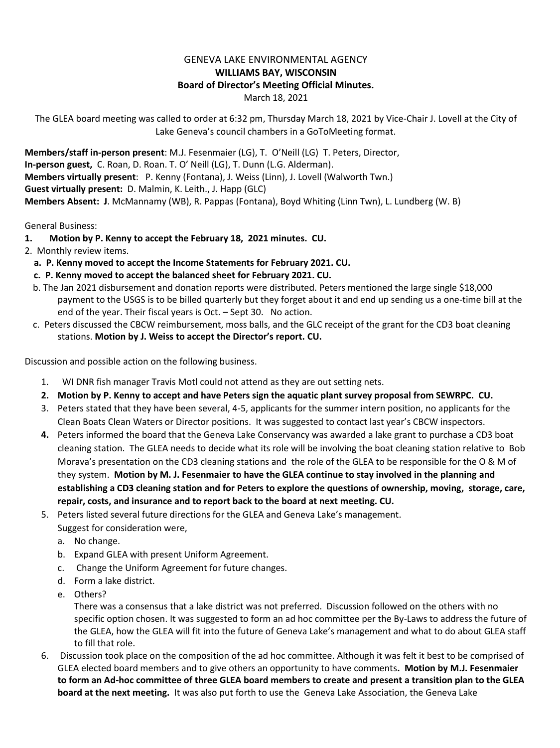# GENEVA LAKE ENVIRONMENTAL AGENCY

**WILLIAMS BAY, WISCONSIN**

**Board of Director's Meeting Official Minutes.**

March 18, 2021

The GLEA board meeting was called to order at 6:32 pm, Thursday March 18, 2021 by Vice-Chair J. Lovell at the City of Lake Geneva's council chambers in a GoToMeeting format.

**Members/staff in-person present**: M.J. Fesenmaier (LG), T. O'Neill (LG) T. Peters, Director,
**In-person guest,** C. Roan, D. Roan. T. O' Neill (LG), T. Dunn (L.G. Alderman).
**Members virtually present**: P. Kenny (Fontana), J. Weiss (Linn), J. Lovell (Walworth Twn.)
**Guest virtually present:** D. Malmin, K. Leith., J. Happ (GLC)
**Members Absent: J**. McMannamy (WB), R. Pappas (Fontana), Boyd Whiting (Linn Twn), L. Lundberg (W. B)

General Business:

1. **Motion by P. Kenny to accept the February 18, 2021 minutes. CU.**
2. Monthly review items.
   - **a. P. Kenny moved to accept the Income Statements for February 2021. CU.**
   - **c. P. Kenny moved to accept the balanced sheet for February 2021. CU.**
   - b. The Jan 2021 disbursement and donation reports were distributed. Peters mentioned the large single $18,000 payment to the USGS is to be billed quarterly but they forget about it and end up sending us a one-time bill at the end of the year. Their fiscal years is Oct. – Sept 30. No action.
   - c. Peters discussed the CBCW reimbursement, moss balls, and the GLC receipt of the grant for the CD3 boat cleaning stations. **Motion by J. Weiss to accept the Director's report. CU.**

Discussion and possible action on the following business.

1. WI DNR fish manager Travis Motl could not attend as they are out setting nets.
2. **Motion by P. Kenny to accept and have Peters sign the aquatic plant survey proposal from SEWRPC. CU.**
3. Peters stated that they have been several, 4-5, applicants for the summer intern position, no applicants for the Clean Boats Clean Waters or Director positions. It was suggested to contact last year's CBCW inspectors.
4. Peters informed the board that the Geneva Lake Conservancy was awarded a lake grant to purchase a CD3 boat cleaning station. The GLEA needs to decide what its role will be involving the boat cleaning station relative to Bob Morava's presentation on the CD3 cleaning stations and the role of the GLEA to be responsible for the O & M of they system. **Motion by M. J. Fesenmaier to have the GLEA continue to stay involved in the planning and establishing a CD3 cleaning station and for Peters to explore the questions of ownership, moving, storage, care, repair, costs, and insurance and to report back to the board at next meeting. CU.**
5. Peters listed several future directions for the GLEA and Geneva Lake's management.
   Suggest for consideration were,
   a. No change.
   b. Expand GLEA with present Uniform Agreement.
   c. Change the Uniform Agreement for future changes.
   d. Form a lake district.
   e. Others?

   There was a consensus that a lake district was not preferred. Discussion followed on the others with no specific option chosen. It was suggested to form an ad hoc committee per the By-Laws to address the future of the GLEA, how the GLEA will fit into the future of Geneva Lake's management and what to do about GLEA staff to fill that role.
6. Discussion took place on the composition of the ad hoc committee. Although it was felt it best to be comprised of GLEA elected board members and to give others an opportunity to have comments**. Motion by M.J. Fesenmaier to form an Ad-hoc committee of three GLEA board members to create and present a transition plan to the GLEA board at the next meeting.** It was also put forth to use the Geneva Lake Association, the Geneva Lake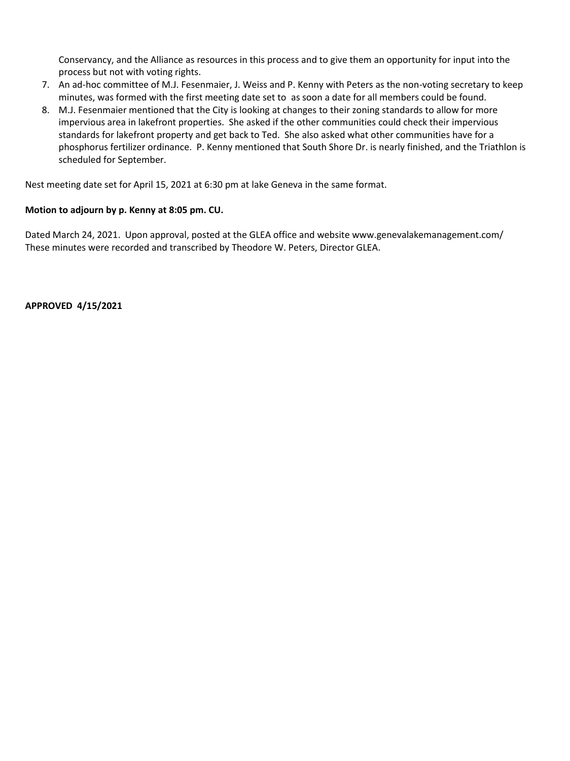Conservancy, and the Alliance as resources in this process and to give them an opportunity for input into the process but not with voting rights.

7. An ad-hoc committee of M.J. Fesenmaier, J. Weiss and P. Kenny with Peters as the non-voting secretary to keep minutes, was formed with the first meeting date set to as soon a date for all members could be found.
8. M.J. Fesenmaier mentioned that the City is looking at changes to their zoning standards to allow for more impervious area in lakefront properties. She asked if the other communities could check their impervious standards for lakefront property and get back to Ted. She also asked what other communities have for a phosphorus fertilizer ordinance. P. Kenny mentioned that South Shore Dr. is nearly finished, and the Triathlon is scheduled for September.

Nest meeting date set for April 15, 2021 at 6:30 pm at lake Geneva in the same format.

**Motion to adjourn by p. Kenny at 8:05 pm. CU.**

Dated March 24, 2021. Upon approval, posted at the GLEA office and website www.genevalakemanagement.com/
These minutes were recorded and transcribed by Theodore W. Peters, Director GLEA.

**APPROVED 4/15/2021**